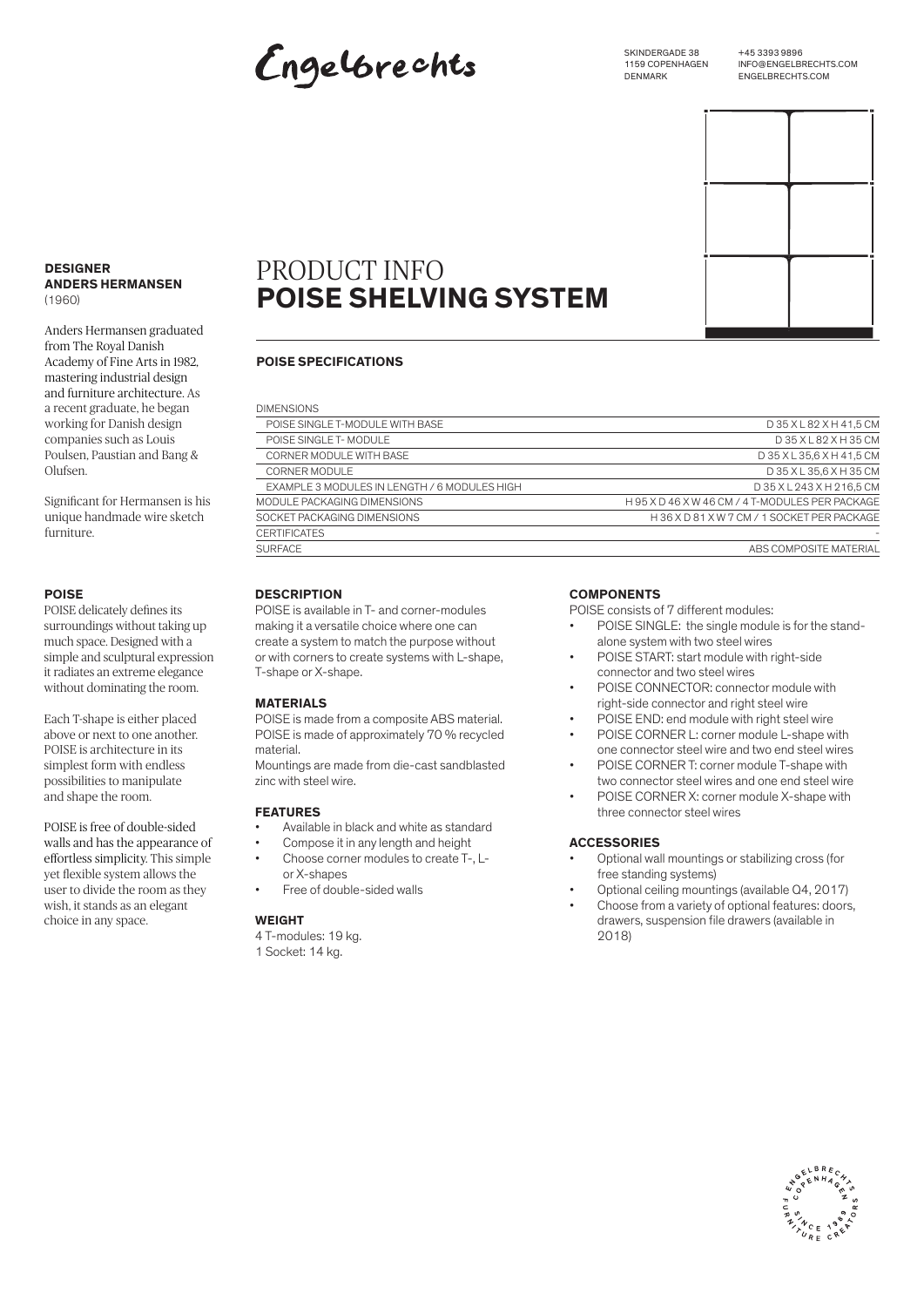Engelbrechts

SKINDERGADE 38
1159 COPENHAGEN
DENMARK

+45 3393 9896
INFO@ENGELBRECHTS.COM
ENGELBRECHTS.COM

**DESIGNER**
**ANDERS HERMANSEN**
(1960)

Anders Hermansen graduated from The Royal Danish Academy of Fine Arts in 1982, mastering industrial design and furniture architecture. As a recent graduate, he began working for Danish design companies such as Louis Poulsen, Paustian and Bang & Olufsen.

Significant for Hermansen is his unique handmade wire sketch furniture.

**POISE**

POISE delicately defines its surroundings without taking up much space. Designed with a simple and sculptural expression it radiates an extreme elegance without dominating the room.

Each T-shape is either placed above or next to one another. POISE is architecture in its simplest form with endless possibilities to manipulate and shape the room.

POISE is free of double-sided walls and has the appearance of effortless simplicity. This simple yet flexible system allows the user to divide the room as they wish, it stands as an elegant choice in any space.

# PRODUCT INFO
# POISE SHELVING SYSTEM

## POISE SPECIFICATIONS

| DIMENSIONS | |
|---|---|
| POISE SINGLE T-MODULE WITH BASE | D 35 X L 82 X H 41,5 CM |
| POISE SINGLE T- MODULE | D 35 X L 82 X H 35 CM |
| CORNER MODULE WITH BASE | D 35 X L 35,6 X H 41,5 CM |
| CORNER MODULE | D 35 X L 35,6 X H 35 CM |
| EXAMPLE 3 MODULES IN LENGTH / 6 MODULES HIGH | D 35 X L 243 X H 216,5 CM |
| MODULE PACKAGING DIMENSIONS | H 95 X D 46 X W 46 CM / 4 T-MODULES PER PACKAGE |
| SOCKET PACKAGING DIMENSIONS | H 36 X D 81 X W 7 CM / 1 SOCKET PER PACKAGE |
| CERTIFICATES | - |
| SURFACE | ABS COMPOSITE MATERIAL |

### DESCRIPTION

POISE is available in T- and corner-modules making it a versatile choice where one can create a system to match the purpose without or with corners to create systems with L-shape, T-shape or X-shape.

### MATERIALS

POISE is made from a composite ABS material. POISE is made of approximately 70 % recycled material.
Mountings are made from die-cast sandblasted zinc with steel wire.

### FEATURES

- Available in black and white as standard
- Compose it in any length and height
- Choose corner modules to create T-, L- or X-shapes
- Free of double-sided walls

### WEIGHT

4 T-modules: 19 kg.
1 Socket: 14 kg.

### COMPONENTS

POISE consists of 7 different modules:

- POISE SINGLE: the single module is for the stand-alone system with two steel wires
- POISE START: start module with right-side connector and two steel wires
- POISE CONNECTOR: connector module with right-side connector and right steel wire
- POISE END: end module with right steel wire
- POISE CORNER L: corner module L-shape with one connector steel wire and two end steel wires
- POISE CORNER T: corner module T-shape with two connector steel wires and one end steel wire
- POISE CORNER X: corner module X-shape with three connector steel wires

### ACCESSORIES

- Optional wall mountings or stabilizing cross (for free standing systems)
- Optional ceiling mountings (available Q4, 2017)
- Choose from a variety of optional features: doors, drawers, suspension file drawers (available in 2018)

ENGELBRECHTS COPENHAGEN FURNITURE CREATORS SINCE 1989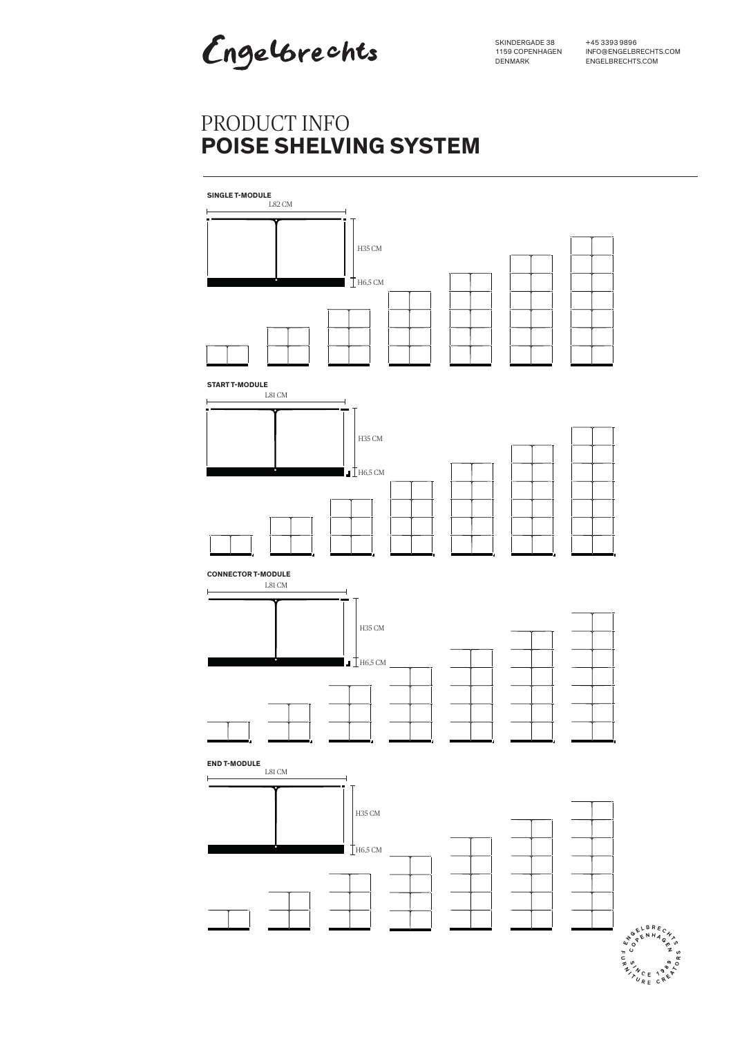Engelbrechts

SKINDERGADE 38
1159 COPENHAGEN
DENMARK

+45 3393 9896
INFO@ENGELBRECHTS.COM
ENGELBRECHTS.COM

# PRODUCT INFO
# POISE SHELVING SYSTEM

**SINGLE T-MODULE**

L82 CM

H35 CM

H6,5 CM

**START T-MODULE**

L81 CM

H35 CM

H6,5 CM

**CONNECTOR T-MODULE**

L81 CM

H35 CM

H6,5 CM

**END T-MODULE**

L81 CM

H35 CM

H6,5 CM

ENGELBRECHTS COPENHAGEN FURNITURE CREATORS SINCE 1989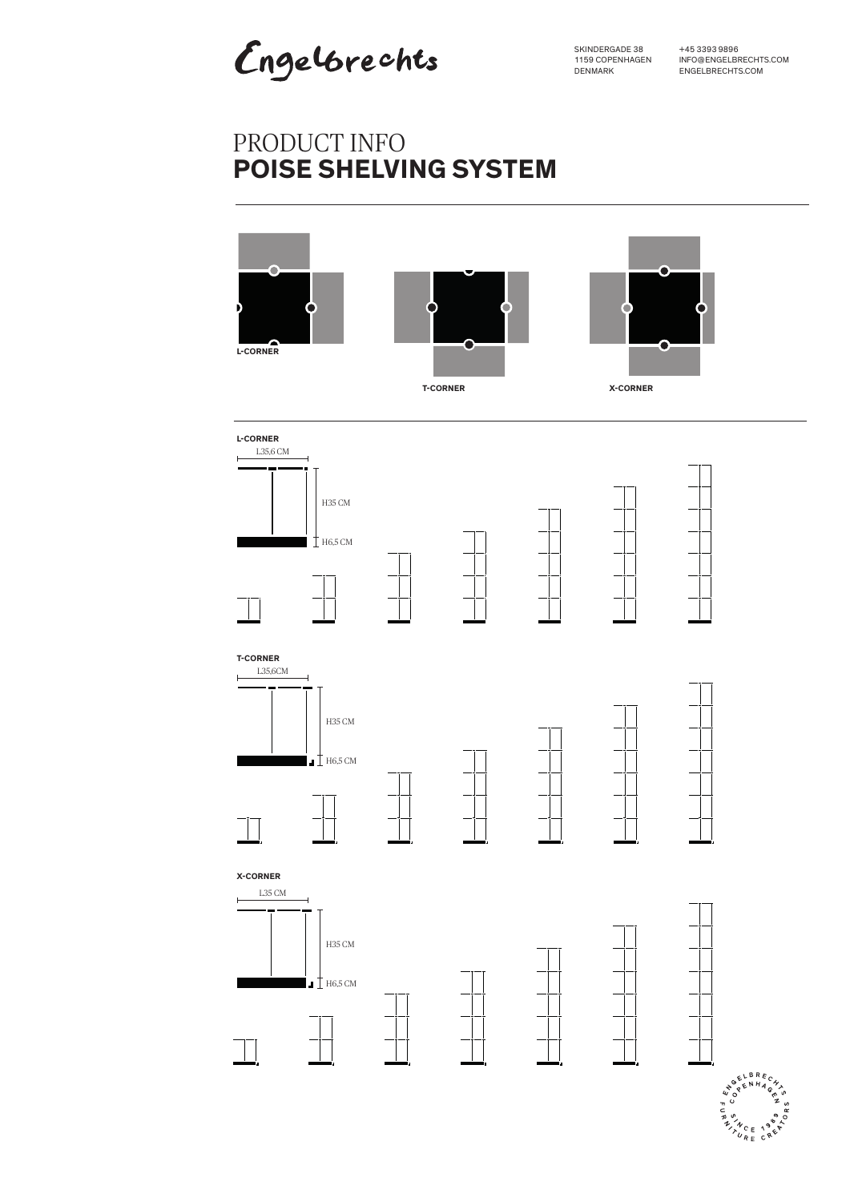Engelbrechts

SKINDERGADE 38
1159 COPENHAGEN
DENMARK

+45 3393 9896
INFO@ENGELBRECHTS.COM
ENGELBRECHTS.COM

# PRODUCT INFO
# **POISE SHELVING SYSTEM**

L-CORNER

T-CORNER

X-CORNER

**L-CORNER**

L35,6 CM

H35 CM

H6,5 CM

**T-CORNER**

L35,6CM

H35 CM

H6,5 CM

**X-CORNER**

L35 CM

H35 CM

H6,5 CM

ENGELBRECHTS COPENHAGEN FURNITURE CREATORS SINCE 1989